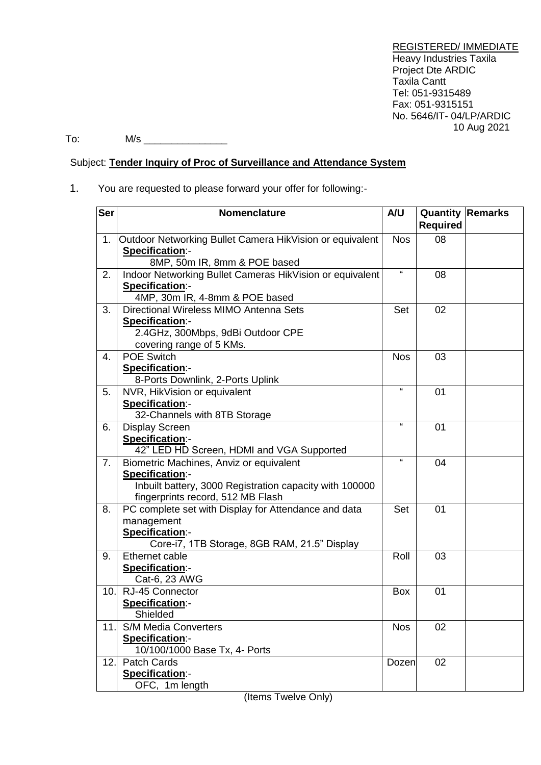REGISTERED/ IMMEDIATE
Heavy Industries Taxila
Project Dte ARDIC
Taxila Cantt
Tel: 051-9315489
Fax: 051-9315151
No. 5646/IT- 04/LP/ARDIC
10 Aug 2021

To: M/s _______________

Subject: **Tender Inquiry of Proc of Surveillance and Attendance System**

1. You are requested to please forward your offer for following:-

| Ser | Nomenclature | A/U | Quantity Required | Remarks |
|---|---|---|---|---|
| 1. | Outdoor Networking Bullet Camera HikVision or equivalent<br>**Specification**:-<br>8MP, 50m IR, 8mm & POE based | Nos | 08 | |
| 2. | Indoor Networking Bullet Cameras HikVision or equivalent<br>**Specification**:-<br>4MP, 30m IR, 4-8mm & POE based | " | 08 | |
| 3. | Directional Wireless MIMO Antenna Sets<br>**Specification**:-<br>2.4GHz, 300Mbps, 9dBi Outdoor CPE covering range of 5 KMs. | Set | 02 | |
| 4. | POE Switch<br>**Specification**:-<br>8-Ports Downlink, 2-Ports Uplink | Nos | 03 | |
| 5. | NVR, HikVision or equivalent<br>**Specification**:-<br>32-Channels with 8TB Storage | " | 01 | |
| 6. | Display Screen<br>**Specification**:-<br>42" LED HD Screen, HDMI and VGA Supported | " | 01 | |
| 7. | Biometric Machines, Anviz or equivalent<br>**Specification**:-<br>Inbuilt battery, 3000 Registration capacity with 100000 fingerprints record, 512 MB Flash | " | 04 | |
| 8. | PC complete set with Display for Attendance and data management<br>**Specification**:-<br>Core-i7, 1TB Storage, 8GB RAM, 21.5" Display | Set | 01 | |
| 9. | Ethernet cable<br>**Specification**:-<br>Cat-6, 23 AWG | Roll | 03 | |
| 10. | RJ-45 Connector<br>**Specification**:-<br>Shielded | Box | 01 | |
| 11. | S/M Media Converters<br>**Specification**:-<br>10/100/1000 Base Tx, 4- Ports | Nos | 02 | |
| 12. | Patch Cards<br>**Specification**:-<br>OFC, 1m length | Dozen | 02 | |

(Items Twelve Only)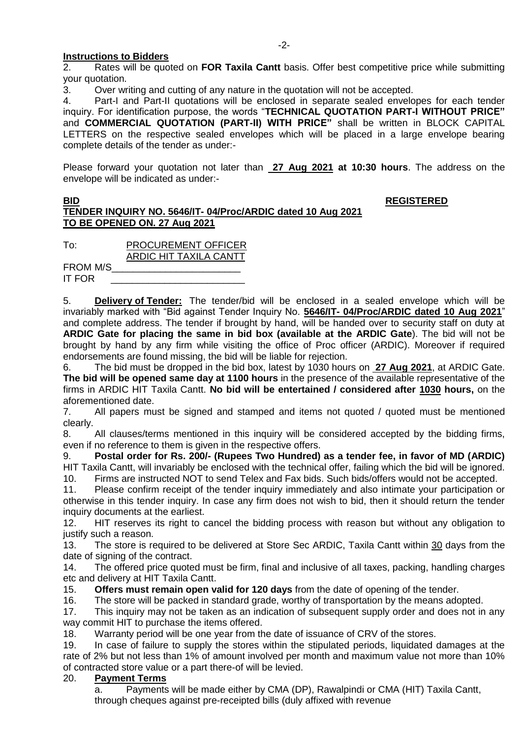**Instructions to Bidders**

2. Rates will be quoted on **FOR Taxila Cantt** basis. Offer best competitive price while submitting your quotation.

3. Over writing and cutting of any nature in the quotation will not be accepted.

4. Part-I and Part-II quotations will be enclosed in separate sealed envelopes for each tender inquiry. For identification purpose, the words "**TECHNICAL QUOTATION PART-I WITHOUT PRICE"** and **COMMERCIAL QUOTATION (PART-II) WITH PRICE"** shall be written in BLOCK CAPITAL LETTERS on the respective sealed envelopes which will be placed in a large envelope bearing complete details of the tender as under:-

Please forward your quotation not later than **27 Aug 2021 at 10:30 hours**. The address on the envelope will be indicated as under:-

**BID** **REGISTERED**

**TENDER INQUIRY NO. 5646/IT- 04/Proc/ARDIC dated 10 Aug 2021**
**TO BE OPENED ON. 27 Aug 2021**

To: PROCUREMENT OFFICER
ARDIC HIT TAXILA CANTT

FROM M/S________________________

IT FOR _________________________

5. **Delivery of Tender:** The tender/bid will be enclosed in a sealed envelope which will be invariably marked with "Bid against Tender Inquiry No. **5646/IT- 04/Proc/ARDIC dated 10 Aug 2021**" and complete address. The tender if brought by hand, will be handed over to security staff on duty at **ARDIC Gate for placing the same in bid box (available at the ARDIC Gate**). The bid will not be brought by hand by any firm while visiting the office of Proc officer (ARDIC). Moreover if required endorsements are found missing, the bid will be liable for rejection.

6. The bid must be dropped in the bid box, latest by 1030 hours on **27 Aug 2021**, at ARDIC Gate. **The bid will be opened same day at 1100 hours** in the presence of the available representative of the firms in ARDIC HIT Taxila Cantt. **No bid will be entertained / considered after 1030 hours,** on the aforementioned date.

7. All papers must be signed and stamped and items not quoted / quoted must be mentioned clearly.

8. All clauses/terms mentioned in this inquiry will be considered accepted by the bidding firms, even if no reference to them is given in the respective offers.

9. **Postal order for Rs. 200/- (Rupees Two Hundred) as a tender fee, in favor of MD (ARDIC)** HIT Taxila Cantt, will invariably be enclosed with the technical offer, failing which the bid will be ignored.

10. Firms are instructed NOT to send Telex and Fax bids. Such bids/offers would not be accepted.

11. Please confirm receipt of the tender inquiry immediately and also intimate your participation or otherwise in this tender inquiry. In case any firm does not wish to bid, then it should return the tender inquiry documents at the earliest.

12. HIT reserves its right to cancel the bidding process with reason but without any obligation to justify such a reason.

13. The store is required to be delivered at Store Sec ARDIC, Taxila Cantt within 30 days from the date of signing of the contract.

14. The offered price quoted must be firm, final and inclusive of all taxes, packing, handling charges etc and delivery at HIT Taxila Cantt.

15. **Offers must remain open valid for 120 days** from the date of opening of the tender.

16. The store will be packed in standard grade, worthy of transportation by the means adopted.

17. This inquiry may not be taken as an indication of subsequent supply order and does not in any way commit HIT to purchase the items offered.

18. Warranty period will be one year from the date of issuance of CRV of the stores.

19. In case of failure to supply the stores within the stipulated periods, liquidated damages at the rate of 2% but not less than 1% of amount involved per month and maximum value not more than 10% of contracted store value or a part there-of will be levied.

20. **Payment Terms**

a. Payments will be made either by CMA (DP), Rawalpindi or CMA (HIT) Taxila Cantt, through cheques against pre-receipted bills (duly affixed with revenue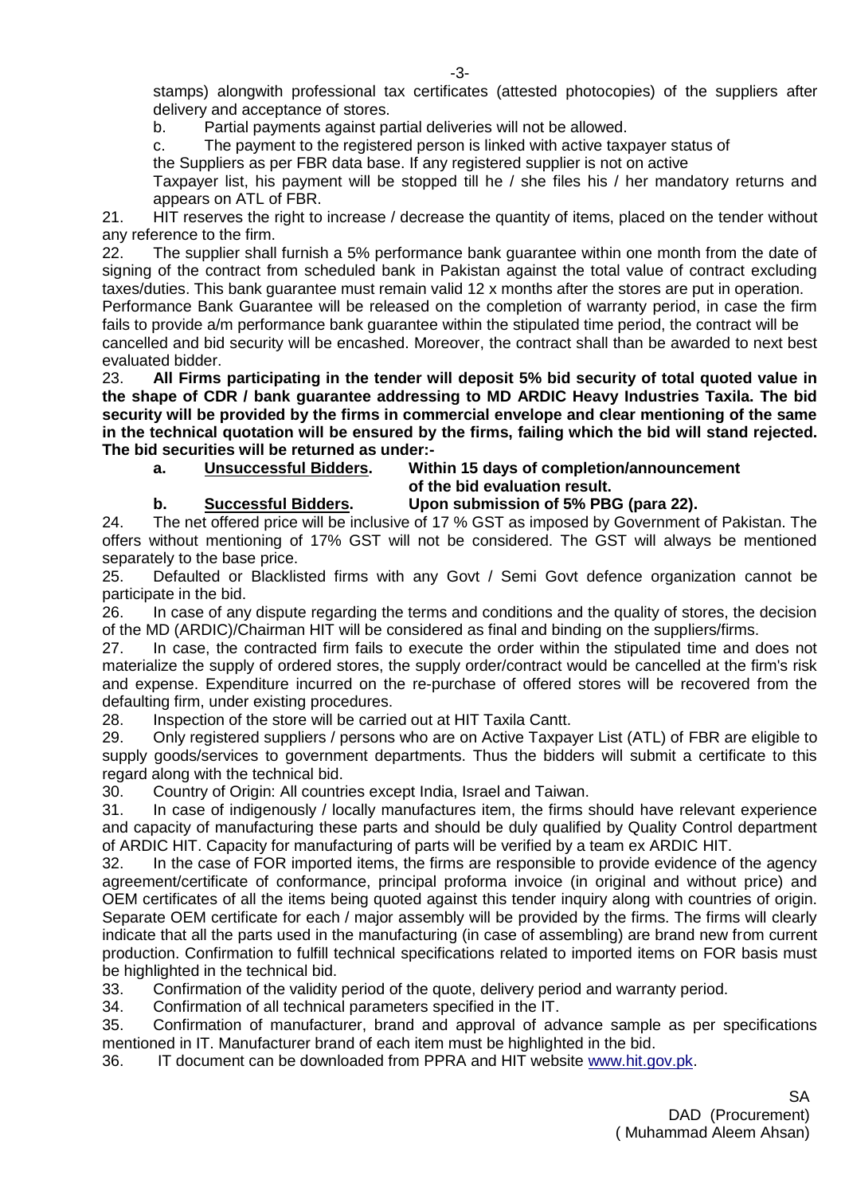stamps) alongwith professional tax certificates (attested photocopies) of the suppliers after delivery and acceptance of stores.

b. Partial payments against partial deliveries will not be allowed.

c. The payment to the registered person is linked with active taxpayer status of the Suppliers as per FBR data base. If any registered supplier is not on active Taxpayer list, his payment will be stopped till he / she files his / her mandatory returns and appears on ATL of FBR.

21. HIT reserves the right to increase / decrease the quantity of items, placed on the tender without any reference to the firm.

22. The supplier shall furnish a 5% performance bank guarantee within one month from the date of signing of the contract from scheduled bank in Pakistan against the total value of contract excluding taxes/duties. This bank guarantee must remain valid 12 x months after the stores are put in operation. Performance Bank Guarantee will be released on the completion of warranty period, in case the firm fails to provide a/m performance bank guarantee within the stipulated time period, the contract will be cancelled and bid security will be encashed. Moreover, the contract shall than be awarded to next best evaluated bidder.

23. **All Firms participating in the tender will deposit 5% bid security of total quoted value in the shape of CDR / bank guarantee addressing to MD ARDIC Heavy Industries Taxila. The bid security will be provided by the firms in commercial envelope and clear mentioning of the same in the technical quotation will be ensured by the firms, failing which the bid will stand rejected. The bid securities will be returned as under:-**

**a. <u>Unsuccessful Bidders</u>. Within 15 days of completion/announcement of the bid evaluation result.**

**b. <u>Successful Bidders</u>. Upon submission of 5% PBG (para 22).**

24. The net offered price will be inclusive of 17 % GST as imposed by Government of Pakistan. The offers without mentioning of 17% GST will not be considered. The GST will always be mentioned separately to the base price.

25. Defaulted or Blacklisted firms with any Govt / Semi Govt defence organization cannot be participate in the bid.

26. In case of any dispute regarding the terms and conditions and the quality of stores, the decision of the MD (ARDIC)/Chairman HIT will be considered as final and binding on the suppliers/firms.

27. In case, the contracted firm fails to execute the order within the stipulated time and does not materialize the supply of ordered stores, the supply order/contract would be cancelled at the firm's risk and expense. Expenditure incurred on the re-purchase of offered stores will be recovered from the defaulting firm, under existing procedures.

28. Inspection of the store will be carried out at HIT Taxila Cantt.

29. Only registered suppliers / persons who are on Active Taxpayer List (ATL) of FBR are eligible to supply goods/services to government departments. Thus the bidders will submit a certificate to this regard along with the technical bid.

30. Country of Origin: All countries except India, Israel and Taiwan.

31. In case of indigenously / locally manufactures item, the firms should have relevant experience and capacity of manufacturing these parts and should be duly qualified by Quality Control department of ARDIC HIT. Capacity for manufacturing of parts will be verified by a team ex ARDIC HIT.

32. In the case of FOR imported items, the firms are responsible to provide evidence of the agency agreement/certificate of conformance, principal proforma invoice (in original and without price) and OEM certificates of all the items being quoted against this tender inquiry along with countries of origin. Separate OEM certificate for each / major assembly will be provided by the firms. The firms will clearly indicate that all the parts used in the manufacturing (in case of assembling) are brand new from current production. Confirmation to fulfill technical specifications related to imported items on FOR basis must be highlighted in the technical bid.

33. Confirmation of the validity period of the quote, delivery period and warranty period.

34. Confirmation of all technical parameters specified in the IT.

35. Confirmation of manufacturer, brand and approval of advance sample as per specifications mentioned in IT. Manufacturer brand of each item must be highlighted in the bid.

36. IT document can be downloaded from PPRA and HIT website www.hit.gov.pk.

SA
DAD (Procurement)
( Muhammad Aleem Ahsan)